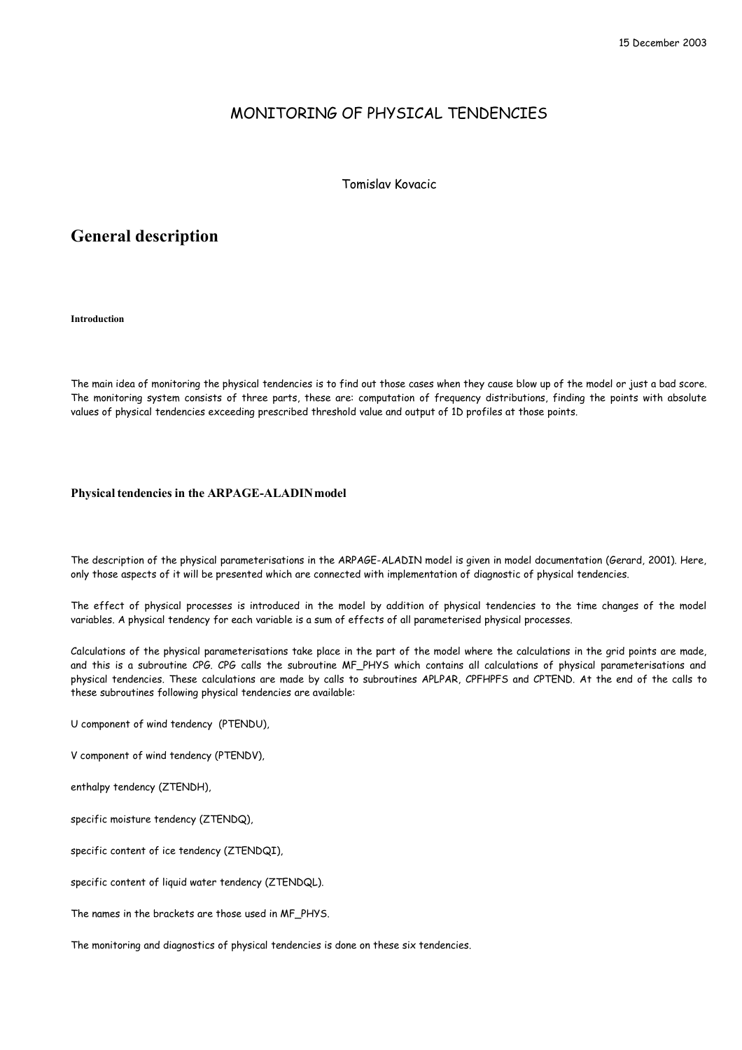15 December 2003

# MONITORING OF PHYSICAL TENDENCIES

Tomislav Kovacic

## General description

### Introduction

The main idea of monitoring the physical tendencies is to find out those cases when they cause blow up of the model or just a bad score. The monitoring system consists of three parts, these are: computation of frequency distributions, finding the points with absolute values of physical tendencies exceeding prescribed threshold value and output of 1D profiles at those points.

### Physical tendencies in the ARPAGE-ALADIN model

The description of the physical parameterisations in the ARPAGE-ALADIN model is given in model documentation (Gerard, 2001). Here, only those aspects of it will be presented which are connected with implementation of diagnostic of physical tendencies.

The effect of physical processes is introduced in the model by addition of physical tendencies to the time changes of the model variables. A physical tendency for each variable is a sum of effects of all parameterised physical processes.

Calculations of the physical parameterisations take place in the part of the model where the calculations in the grid points are made, and this is a subroutine CPG. CPG calls the subroutine MF_PHYS which contains all calculations of physical parameterisations and physical tendencies. These calculations are made by calls to subroutines APLPAR, CPFHPFS and CPTEND. At the end of the calls to these subroutines following physical tendencies are available:

U component of wind tendency (PTENDU),

V component of wind tendency (PTENDV),

enthalpy tendency (ZTENDH),

specific moisture tendency (ZTENDQ),

specific content of ice tendency (ZTENDQI),

specific content of liquid water tendency (ZTENDQL).

The names in the brackets are those used in MF_PHYS.

The monitoring and diagnostics of physical tendencies is done on these six tendencies.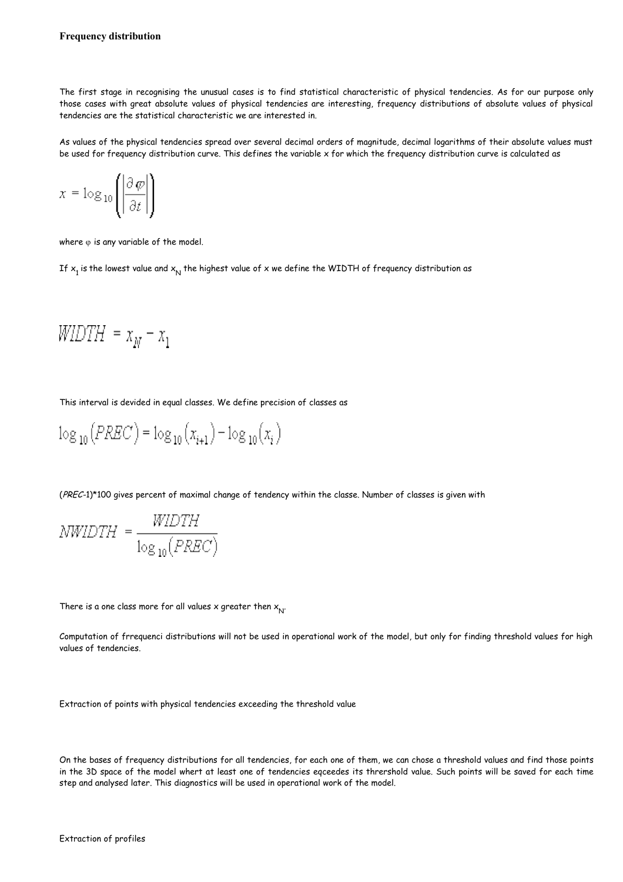**Frequency distribution**

The first stage in recognising the unusual cases is to find statistical characteristic of physical tendencies. As for our purpose only those cases with great absolute values of physical tendencies are interesting, frequency distributions of absolute values of physical tendencies are the statistical characteristic we are interested in.

As values of the physical tendencies spread over several decimal orders of magnitude, decimal logarithms of their absolute values must be used for frequency distribution curve. This defines the variable x for which the frequency distribution curve is calculated as

$$x = \log_{10}\left(\left|\frac{\partial \varphi}{\partial t}\right|\right)$$

where $\varphi$ is any variable of the model.

If $x_1$ is the lowest value and $x_N$ the highest value of x we define the WIDTH of frequency distribution as

$$WIDTH = x_N - x_1$$

This interval is devided in equal classes. We define precision of classes as

$$\log_{10}(PREC) = \log_{10}(x_{i+1}) - \log_{10}(x_i)$$

(*PREC*-1)*100 gives percent of maximal change of tendency within the classe. Number of classes is given with

$$NWIDTH = \frac{WIDTH}{\log_{10}(PREC)}$$

There is a one class more for all values x greater then $x_N$.

Computation of frrequenci distributions will not be used in operational work of the model, but only for finding threshold values for high values of tendencies.

Extraction of points with physical tendencies exceeding the threshold value

On the bases of frequency distributions for all tendencies, for each one of them, we can chose a threshold values and find those points in the 3D space of the model whert at least one of tendencies eqceedes its thrershold value. Such points will be saved for each time step and analysed later. This diagnostics will be used in operational work of the model.

Extraction of profiles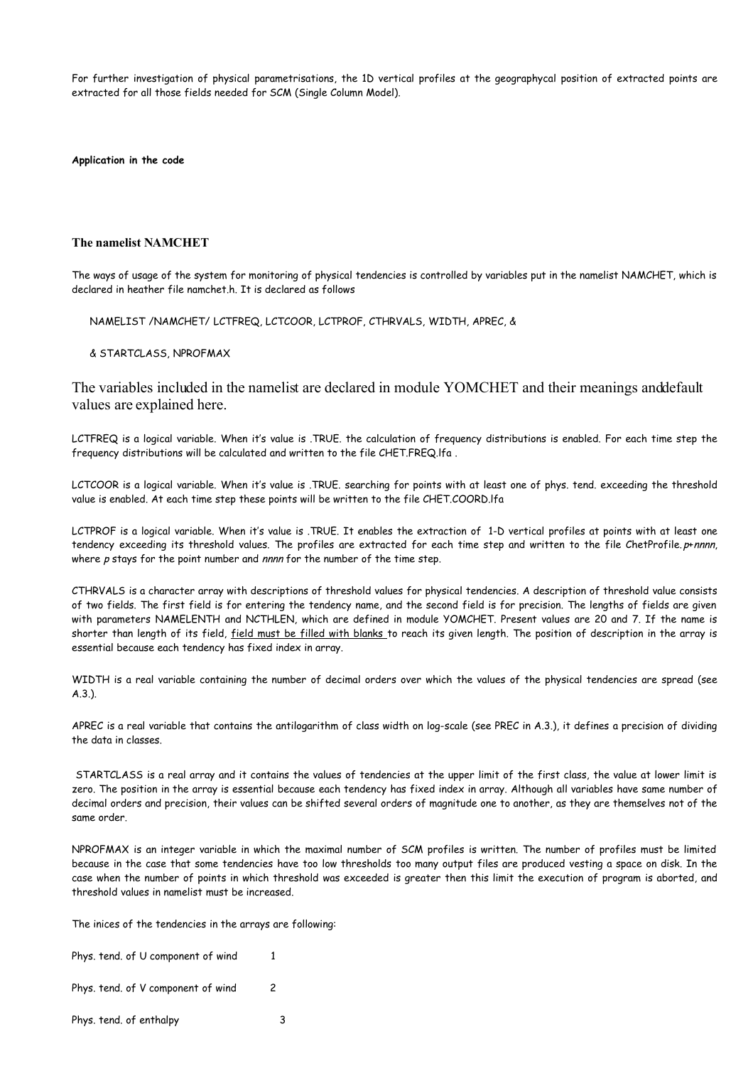For further investigation of physical parametrisations, the 1D vertical profiles at the geographycal position of extracted points are extracted for all those fields needed for SCM (Single Column Model).

**Application in the code**

### The namelist NAMCHET

The ways of usage of the system for monitoring of physical tendencies is controlled by variables put in the namelist NAMCHET, which is declared in heather file namchet.h. It is declared as follows

```
NAMELIST /NAMCHET/ LCTFREQ, LCTCOOR, LCTPROF, CTHRVALS, WIDTH, APREC, &

& STARTCLASS, NPROFMAX
```

The variables included in the namelist are declared in module YOMCHET and their meanings anddefault values are explained here.

LCTFREQ is a logical variable. When it's value is .TRUE. the calculation of frequency distributions is enabled. For each time step the frequency distributions will be calculated and written to the file CHET.FREQ.lfa .

LCTCOOR is a logical variable. When it's value is .TRUE. searching for points with at least one of phys. tend. exceeding the threshold value is enabled. At each time step these points will be written to the file CHET.COORD.lfa

LCTPROF is a logical variable. When it's value is .TRUE. It enables the extraction of 1-D vertical profiles at points with at least one tendency exceeding its threshold values. The profiles are extracted for each time step and written to the file ChetProfile.*p+nnnn*, where *p* stays for the point number and *nnnn* for the number of the time step.

CTHRVALS is a character array with descriptions of threshold values for physical tendencies. A description of threshold value consists of two fields. The first field is for entering the tendency name, and the second field is for precision. The lengths of fields are given with parameters NAMELENTH and NCTHLEN, which are defined in module YOMCHET. Present values are 20 and 7. If the name is shorter than length of its field, <u>field must be filled with blanks</u> to reach its given length. The position of description in the array is essential because each tendency has fixed index in array.

WIDTH is a real variable containing the number of decimal orders over which the values of the physical tendencies are spread (see A.3.).

APREC is a real variable that contains the antilogarithm of class width on log-scale (see PREC in A.3.), it defines a precision of dividing the data in classes.

STARTCLASS is a real array and it contains the values of tendencies at the upper limit of the first class, the value at lower limit is zero. The position in the array is essential because each tendency has fixed index in array. Although all variables have same number of decimal orders and precision, their values can be shifted several orders of magnitude one to another, as they are themselves not of the same order.

NPROFMAX is an integer variable in which the maximal number of SCM profiles is written. The number of profiles must be limited because in the case that some tendencies have too low thresholds too many output files are produced vesting a space on disk. In the case when the number of points in which threshold was exceeded is greater then this limit the execution of program is aborted, and threshold values in namelist must be increased.

The inices of the tendencies in the arrays are following:

| | |
|---|---|
| Phys. tend. of U component of wind | 1 |
| Phys. tend. of V component of wind | 2 |
| Phys. tend. of enthalpy | 3 |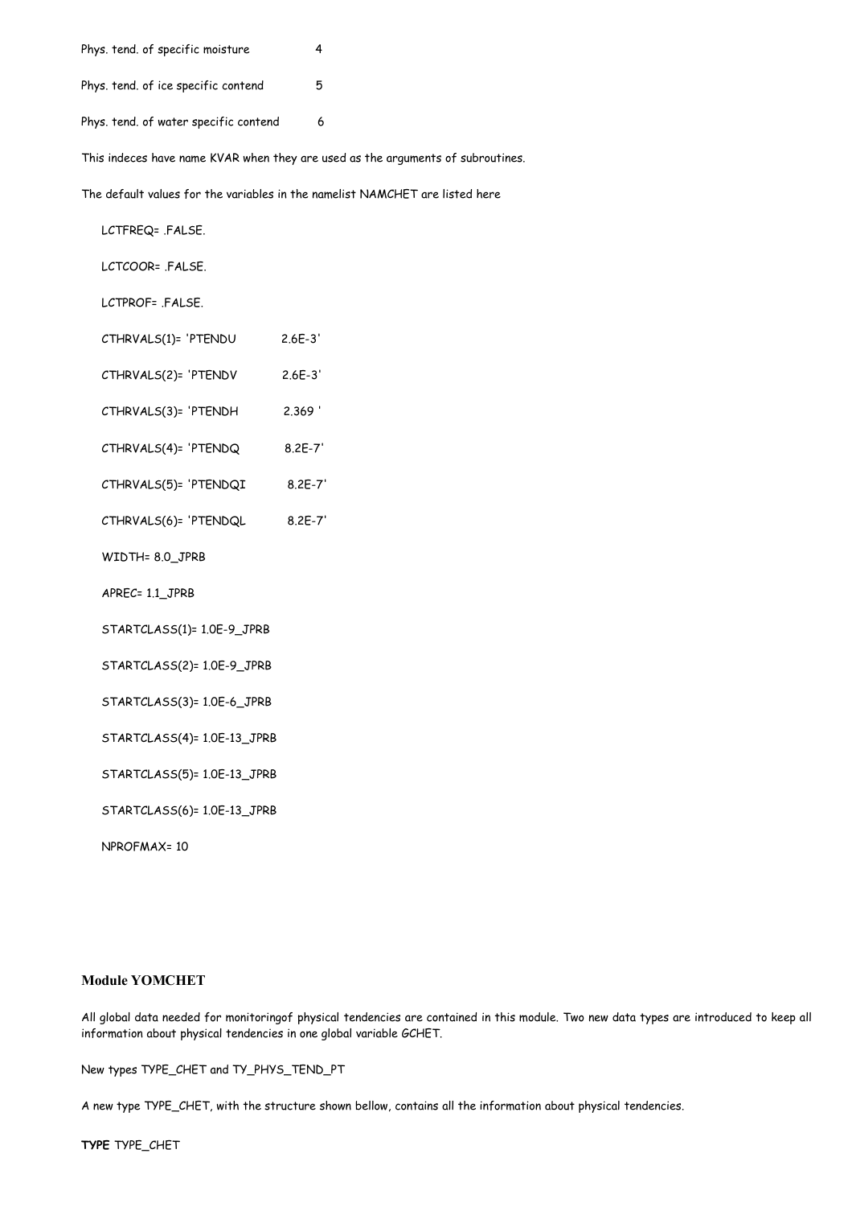Phys. tend. of specific moisture 4

Phys. tend. of ice specific contend 5

Phys. tend. of water specific contend 6

This indeces have name KVAR when they are used as the arguments of subroutines.

The default values for the variables in the namelist NAMCHET are listed here

```
LCTFREQ= .FALSE.

LCTCOOR= .FALSE.

LCTPROF= .FALSE.

CTHRVALS(1)= 'PTENDU        2.6E-3'

CTHRVALS(2)= 'PTENDV        2.6E-3'

CTHRVALS(3)= 'PTENDH        2.369 '

CTHRVALS(4)= 'PTENDQ        8.2E-7'

CTHRVALS(5)= 'PTENDQI       8.2E-7'

CTHRVALS(6)= 'PTENDQL       8.2E-7'

WIDTH= 8.0_JPRB

APREC= 1.1_JPRB

STARTCLASS(1)= 1.0E-9_JPRB

STARTCLASS(2)= 1.0E-9_JPRB

STARTCLASS(3)= 1.0E-6_JPRB

STARTCLASS(4)= 1.0E-13_JPRB

STARTCLASS(5)= 1.0E-13_JPRB

STARTCLASS(6)= 1.0E-13_JPRB

NPROFMAX= 10
```

### Module YOMCHET

All global data needed for monitoringof physical tendencies are contained in this module. Two new data types are introduced to keep all information about physical tendencies in one global variable GCHET.

New types TYPE_CHET and TY_PHYS_TEND_PT

A new type TYPE_CHET, with the structure shown bellow, contains all the information about physical tendencies.

**TYPE** TYPE_CHET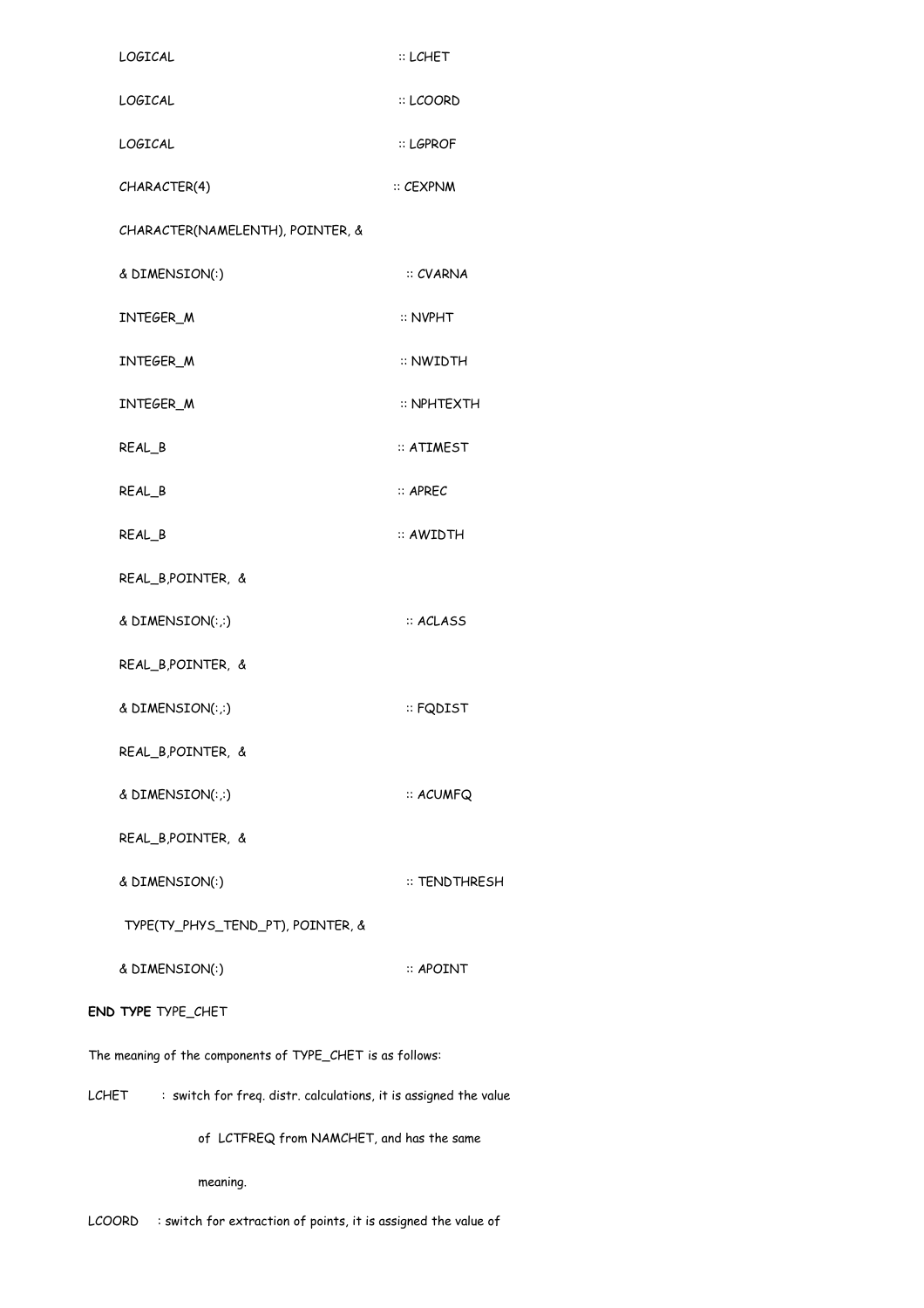```
      LOGICAL                              :: LCHET
      LOGICAL                              :: LCOORD
      LOGICAL                              :: LGPROF
      CHARACTER(4)                         :: CEXPNM
      CHARACTER(NAMELENTH), POINTER, &
      & DIMENSION(:)                       :: CVARNA
      INTEGER_M                            :: NVPHT
      INTEGER_M                            :: NWIDTH
      INTEGER_M                            :: NPHTEXTH
      REAL_B                               :: ATIMEST
      REAL_B                               :: APREC
      REAL_B                               :: AWIDTH
      REAL_B,POINTER, &
      & DIMENSION(:,:)                     :: ACLASS
      REAL_B,POINTER, &
      & DIMENSION(:,:)                     :: FQDIST
      REAL_B,POINTER, &
      & DIMENSION(:,:)                     :: ACUMFQ
      REAL_B,POINTER, &
      & DIMENSION(:)                       :: TENDTHRESH
       TYPE(TY_PHYS_TEND_PT), POINTER, &
      & DIMENSION(:)                       :: APOINT
END TYPE TYPE_CHET
```

The meaning of the components of TYPE_CHET is as follows:

LCHET : switch for freq. distr. calculations, it is assigned the value of LCTFREQ from NAMCHET, and has the same meaning.

LCOORD : switch for extraction of points, it is assigned the value of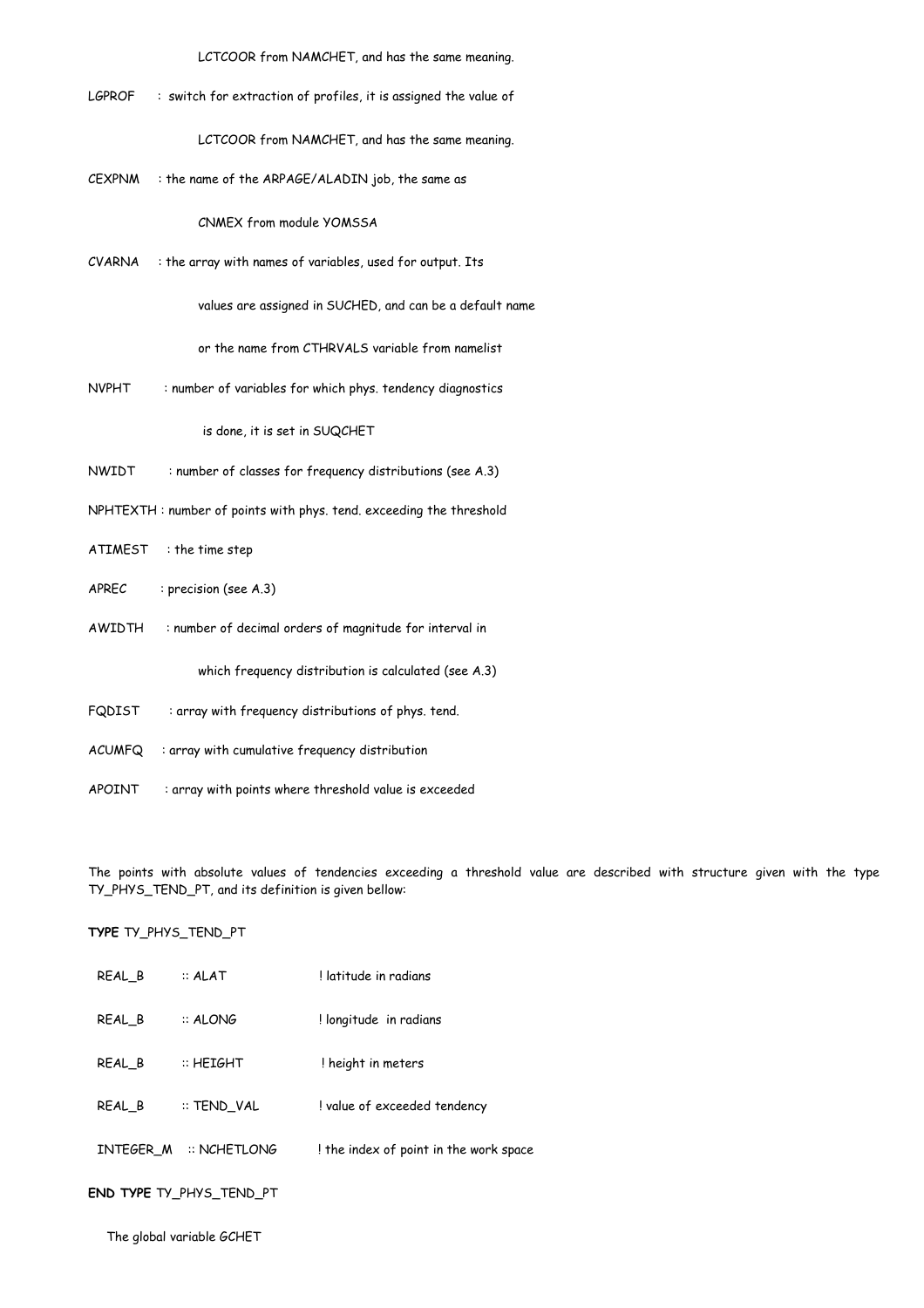LCTCOOR from NAMCHET, and has the same meaning.

LGPROF : switch for extraction of profiles, it is assigned the value of

LCTCOOR from NAMCHET, and has the same meaning.

CEXPNM : the name of the ARPAGE/ALADIN job, the same as

CNMEX from module YOMSSA

CVARNA : the array with names of variables, used for output. Its

values are assigned in SUCHED, and can be a default name

or the name from CTHRVALS variable from namelist

NVPHT : number of variables for which phys. tendency diagnostics

is done, it is set in SUQCHET

NWIDT : number of classes for frequency distributions (see A.3)

NPHTEXTH : number of points with phys. tend. exceeding the threshold

ATIMEST : the time step

APREC : precision (see A.3)

AWIDTH : number of decimal orders of magnitude for interval in

which frequency distribution is calculated (see A.3)

FQDIST : array with frequency distributions of phys. tend.

ACUMFQ : array with cumulative frequency distribution

APOINT : array with points where threshold value is exceeded

The points with absolute values of tendencies exceeding a threshold value are described with structure given with the type TY_PHYS_TEND_PT, and its definition is given bellow:

```
TYPE TY_PHYS_TEND_PT

  REAL_B        :: ALAT            ! latitude in radians

  REAL_B        :: ALONG           ! longitude  in radians

  REAL_B        :: HEIGHT          ! height in meters

  REAL_B        :: TEND_VAL        ! value of exceeded tendency

  INTEGER_M     :: NCHETLONG       ! the index of point in the work space

END TYPE TY_PHYS_TEND_PT
```

The global variable GCHET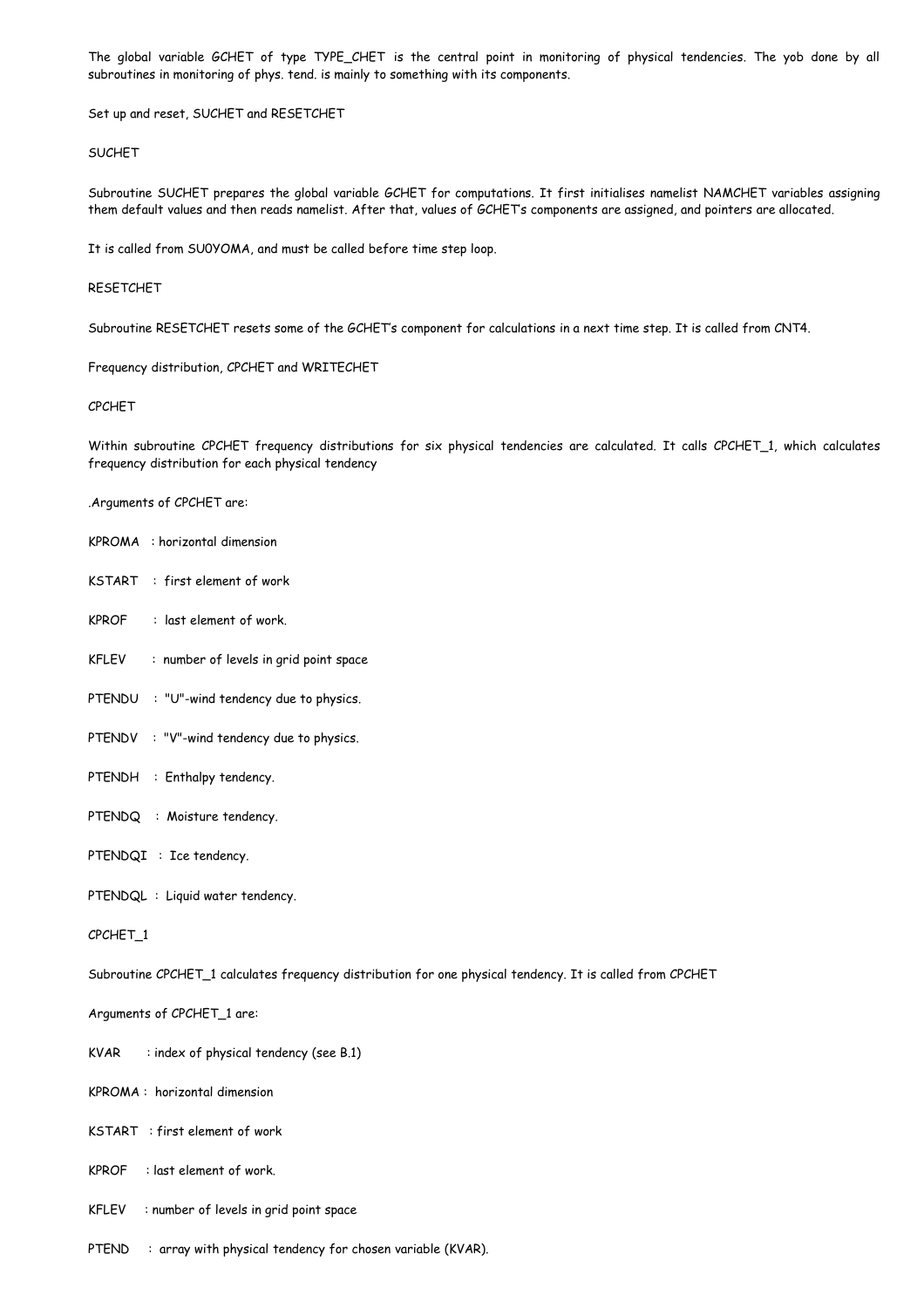The global variable GCHET of type TYPE_CHET is the central point in monitoring of physical tendencies. The yob done by all subroutines in monitoring of phys. tend. is mainly to something with its components.

Set up and reset, SUCHET and RESETCHET

SUCHET

Subroutine SUCHET prepares the global variable GCHET for computations. It first initialises namelist NAMCHET variables assigning them default values and then reads namelist. After that, values of GCHET's components are assigned, and pointers are allocated.

It is called from SU0YOMA, and must be called before time step loop.

RESETCHET

Subroutine RESETCHET resets some of the GCHET's component for calculations in a next time step. It is called from CNT4.

Frequency distribution, CPCHET and WRITECHET

CPCHET

Within subroutine CPCHET frequency distributions for six physical tendencies are calculated. It calls CPCHET_1, which calculates frequency distribution for each physical tendency

.Arguments of CPCHET are:

KPROMA : horizontal dimension

KSTART : first element of work

KPROF : last element of work.

KFLEV : number of levels in grid point space

PTENDU : "U"-wind tendency due to physics.

PTENDV : "V"-wind tendency due to physics.

PTENDH : Enthalpy tendency.

PTENDQ : Moisture tendency.

PTENDQI : Ice tendency.

PTENDQL : Liquid water tendency.

CPCHET_1

Subroutine CPCHET_1 calculates frequency distribution for one physical tendency. It is called from CPCHET

Arguments of CPCHET_1 are:

KVAR : index of physical tendency (see B.1)

KPROMA : horizontal dimension

KSTART : first element of work

KPROF : last element of work.

KFLEV : number of levels in grid point space

PTEND : array with physical tendency for chosen variable (KVAR).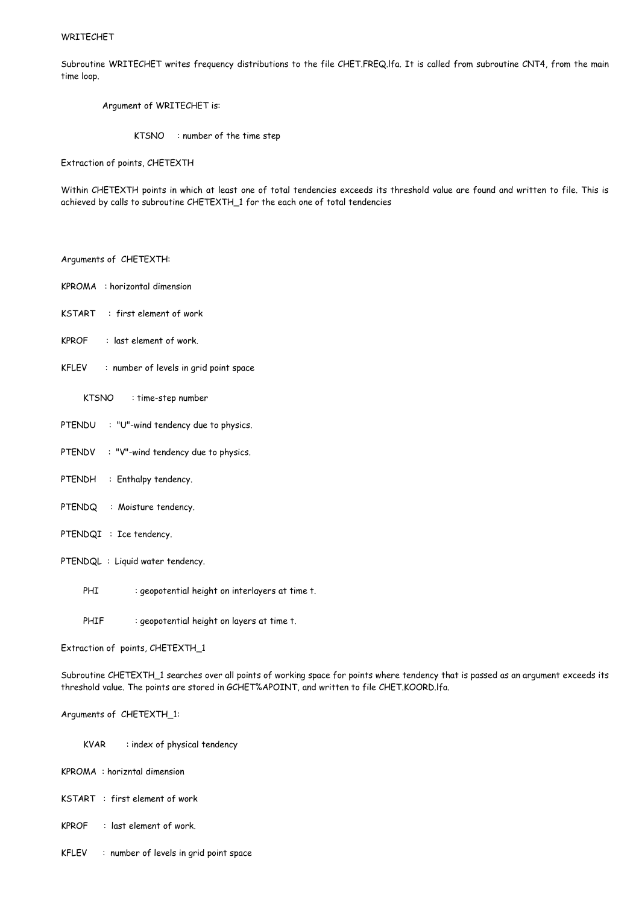WRITECHET

Subroutine WRITECHET writes frequency distributions to the file CHET.FREQ.lfa. It is called from subroutine CNT4, from the main time loop.

Argument of WRITECHET is:

KTSNO : number of the time step

Extraction of points, CHETEXTH

Within CHETEXTH points in which at least one of total tendencies exceeds its threshold value are found and written to file. This is achieved by calls to subroutine CHETEXTH_1 for the each one of total tendencies

Arguments of CHETEXTH:

KPROMA : horizontal dimension

KSTART : first element of work

KPROF : last element of work.

KFLEV : number of levels in grid point space

KTSNO : time-step number

PTENDU : "U"-wind tendency due to physics.

PTENDV : "V"-wind tendency due to physics.

PTENDH : Enthalpy tendency.

PTENDQ : Moisture tendency.

PTENDQI : Ice tendency.

PTENDQL : Liquid water tendency.

PHI : geopotential height on interlayers at time t.

PHIF : geopotential height on layers at time t.

Extraction of points, CHETEXTH_1

Subroutine CHETEXTH_1 searches over all points of working space for points where tendency that is passed as an argument exceeds its threshold value. The points are stored in GCHET%APOINT, and written to file CHET.KOORD.lfa.

Arguments of CHETEXTH_1:

KVAR : index of physical tendency

KPROMA : horizntal dimension

KSTART : first element of work

KPROF : last element of work.

KFLEV : number of levels in grid point space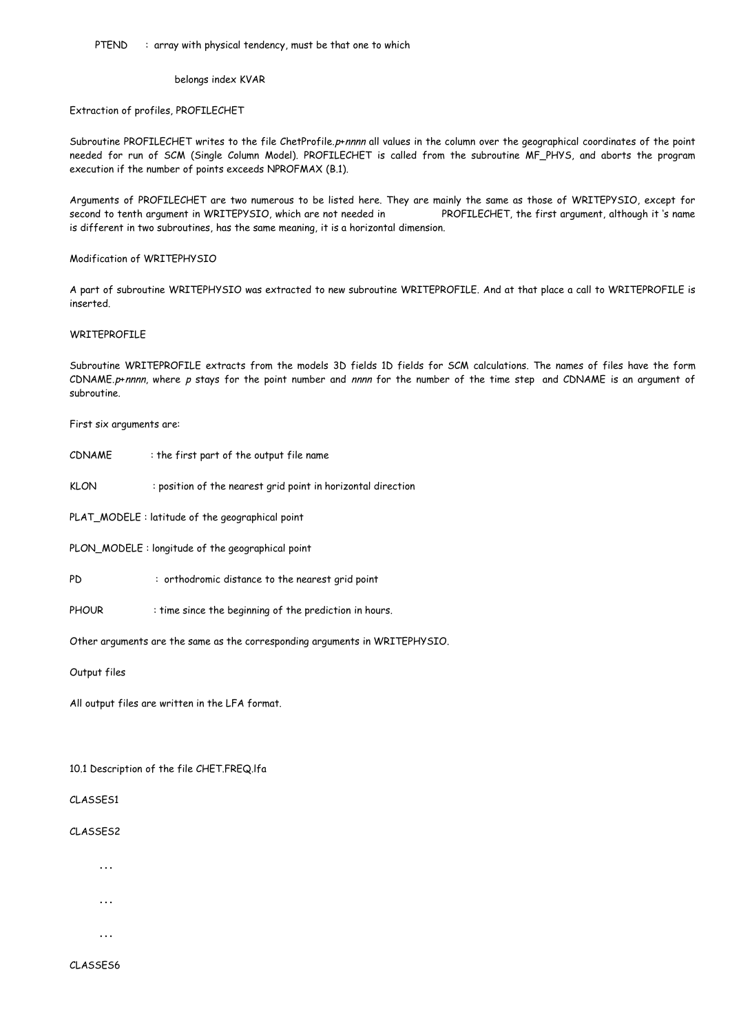PTEND : array with physical tendency, must be that one to which

belongs index KVAR

Extraction of profiles, PROFILECHET

Subroutine PROFILECHET writes to the file ChetProfile.*p+nnnn* all values in the column over the geographical coordinates of the point needed for run of SCM (Single Column Model). PROFILECHET is called from the subroutine MF_PHYS, and aborts the program execution if the number of points exceeds NPROFMAX (B.1).

Arguments of PROFILECHET are two numerous to be listed here. They are mainly the same as those of WRITEPYSIO, except for second to tenth argument in WRITEPYSIO, which are not needed in PROFILECHET, the first argument, although it 's name is different in two subroutines, has the same meaning, it is a horizontal dimension.

Modification of WRITEPHYSIO

A part of subroutine WRITEPHYSIO was extracted to new subroutine WRITEPROFILE. And at that place a call to WRITEPROFILE is inserted.

WRITEPROFILE

Subroutine WRITEPROFILE extracts from the models 3D fields 1D fields for SCM calculations. The names of files have the form CDNAME.*p+nnnn*, where *p* stays for the point number and *nnnn* for the number of the time step and CDNAME is an argument of subroutine.

First six arguments are:

CDNAME : the first part of the output file name

KLON : position of the nearest grid point in horizontal direction

PLAT_MODELE : latitude of the geographical point

PLON_MODELE : longitude of the geographical point

PD : orthodromic distance to the nearest grid point

PHOUR : time since the beginning of the prediction in hours.

Other arguments are the same as the corresponding arguments in WRITEPHYSIO.

Output files

All output files are written in the LFA format.

10.1 Description of the file CHET.FREQ.lfa

CLASSES1

CLASSES2

...

...

...

CLASSES6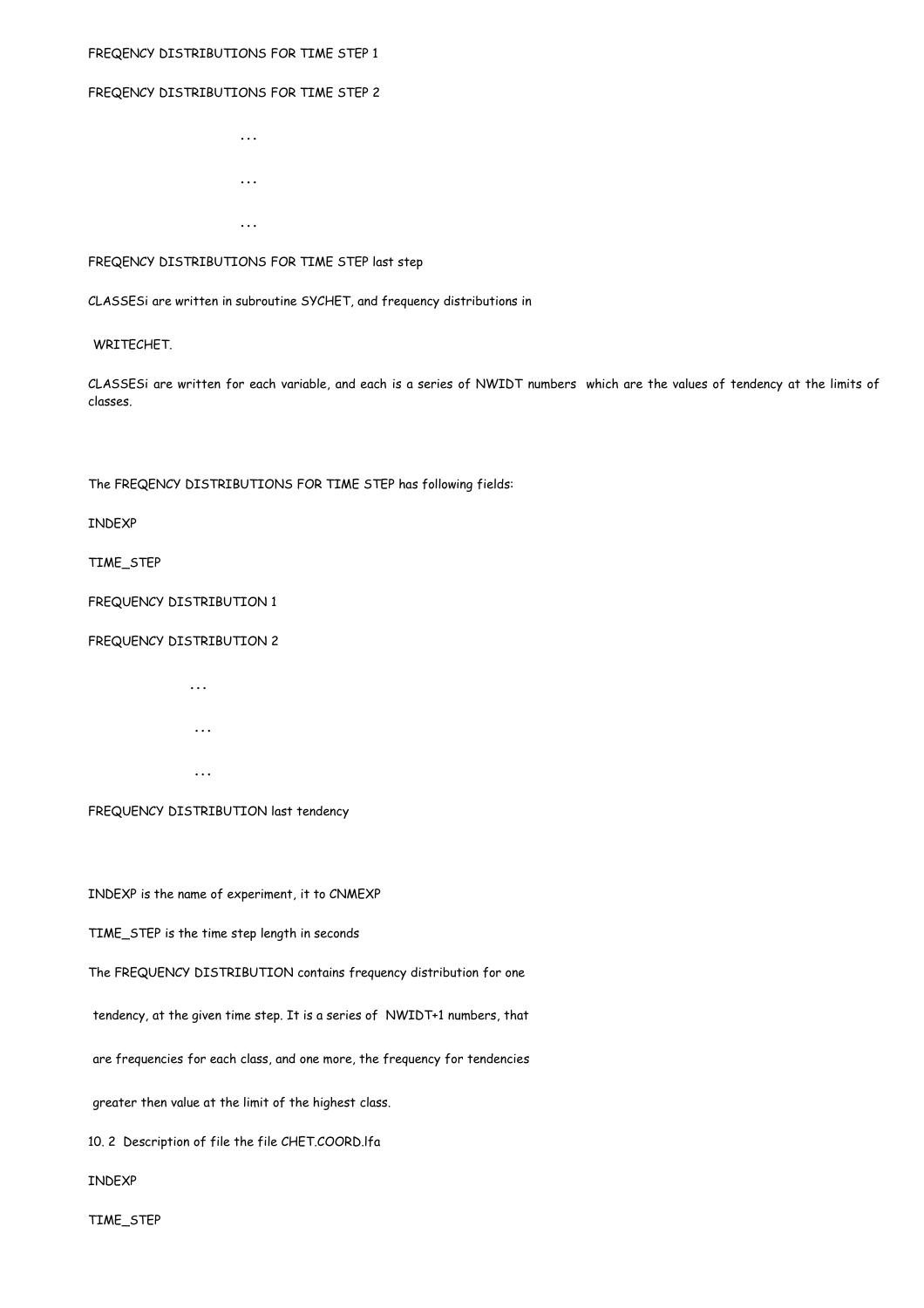FREQENCY DISTRIBUTIONS FOR TIME STEP 1

FREQENCY DISTRIBUTIONS FOR TIME STEP 2

...

...

...

FREQENCY DISTRIBUTIONS FOR TIME STEP last step

CLASSESi are written in subroutine SYCHET, and frequency distributions in

WRITECHET.

CLASSESi are written for each variable, and each is a series of NWIDT numbers which are the values of tendency at the limits of classes.

The FREQENCY DISTRIBUTIONS FOR TIME STEP has following fields:

INDEXP

TIME_STEP

FREQUENCY DISTRIBUTION 1

FREQUENCY DISTRIBUTION 2

...

...

...

FREQUENCY DISTRIBUTION last tendency

INDEXP is the name of experiment, it to CNMEXP

TIME_STEP is the time step length in seconds

The FREQUENCY DISTRIBUTION contains frequency distribution for one

tendency, at the given time step. It is a series of NWIDT+1 numbers, that

are frequencies for each class, and one more, the frequency for tendencies

greater then value at the limit of the highest class.

10. 2 Description of file the file CHET.COORD.lfa

INDEXP

TIME_STEP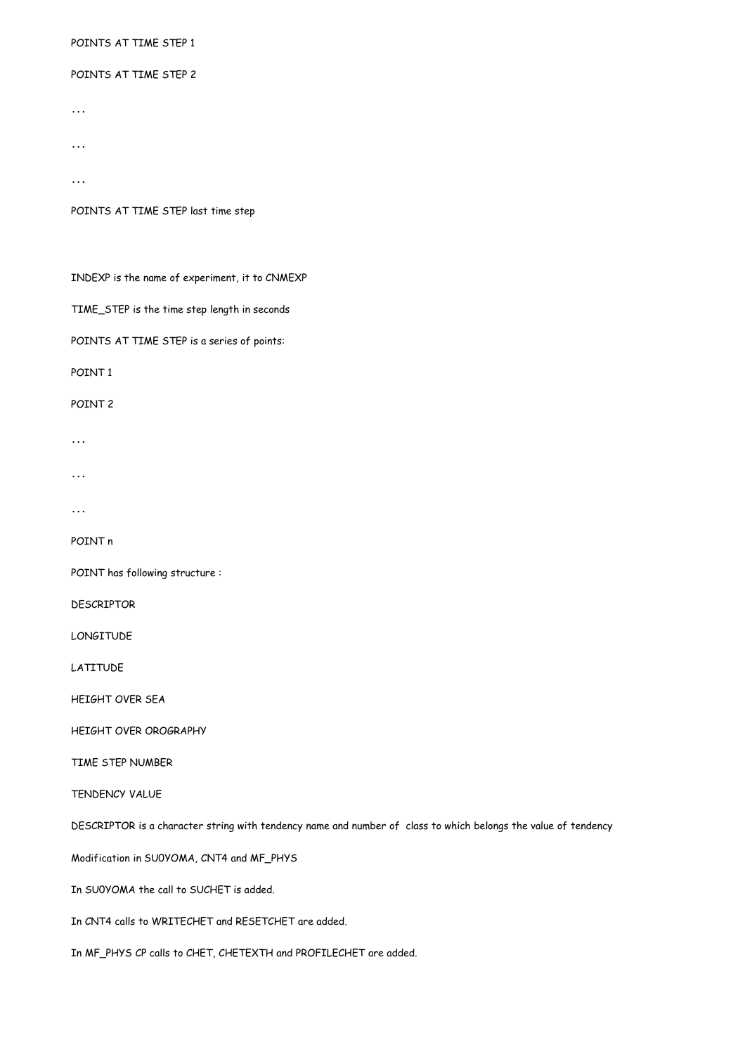POINTS AT TIME STEP 1

POINTS AT TIME STEP 2

...

...

...

POINTS AT TIME STEP last time step

INDEXP is the name of experiment, it to CNMEXP

TIME_STEP is the time step length in seconds

POINTS AT TIME STEP is a series of points:

POINT 1

POINT 2

...

...

...

POINT n

POINT has following structure :

DESCRIPTOR

LONGITUDE

LATITUDE

HEIGHT OVER SEA

HEIGHT OVER OROGRAPHY

TIME STEP NUMBER

TENDENCY VALUE

DESCRIPTOR is a character string with tendency name and number of class to which belongs the value of tendency

Modification in SU0YOMA, CNT4 and MF_PHYS

In SU0YOMA the call to SUCHET is added.

In CNT4 calls to WRITECHET and RESETCHET are added.

In MF_PHYS CP calls to CHET, CHETEXTH and PROFILECHET are added.